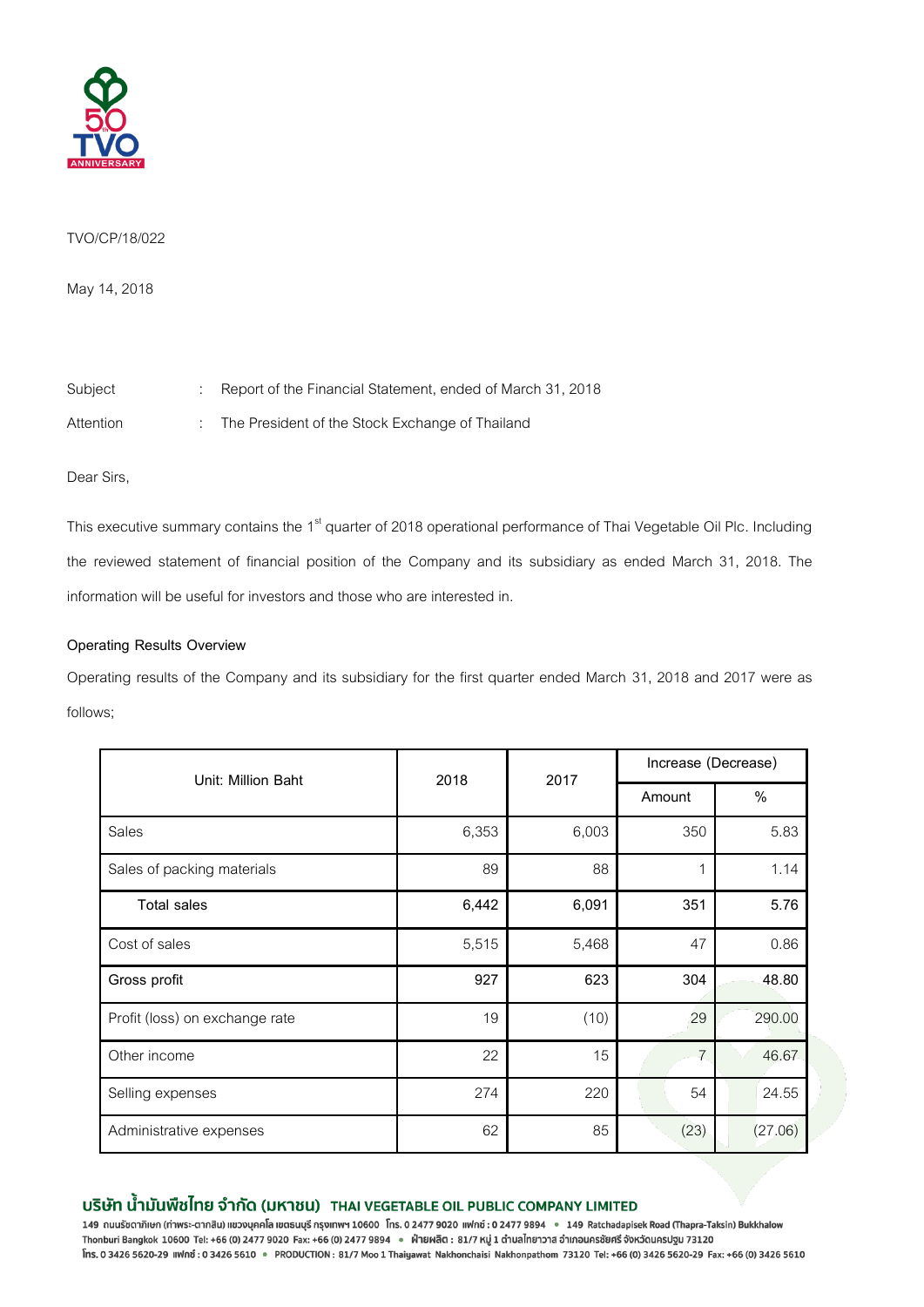TVO/CP/18/022

May 14, 2018

Subject : Report of the Financial Statement, ended of March 31, 2018

Attention : The President of the Stock Exchange of Thailand

Dear Sirs,

This executive summary contains the 1st quarter of 2018 operational performance of Thai Vegetable Oil Plc. Including the reviewed statement of financial position of the Company and its subsidiary as ended March 31, 2018. The information will be useful for investors and those who are interested in.

**Operating Results Overview**

Operating results of the Company and its subsidiary for the first quarter ended March 31, 2018 and 2017 were as follows;

| Unit: Million Baht | 2018 | 2017 | Increase (Decrease) | |
|---|---|---|---|---|
| | | | Amount | % |
| Sales | 6,353 | 6,003 | 350 | 5.83 |
| Sales of packing materials | 89 | 88 | 1 | 1.14 |
| **Total sales** | **6,442** | **6,091** | **351** | **5.76** |
| Cost of sales | 5,515 | 5,468 | 47 | 0.86 |
| **Gross profit** | **927** | **623** | **304** | **48.80** |
| Profit (loss) on exchange rate | 19 | (10) | 29 | 290.00 |
| Other income | 22 | 15 | 7 | 46.67 |
| Selling expenses | 274 | 220 | 54 | 24.55 |
| Administrative expenses | 62 | 85 | (23) | (27.06) |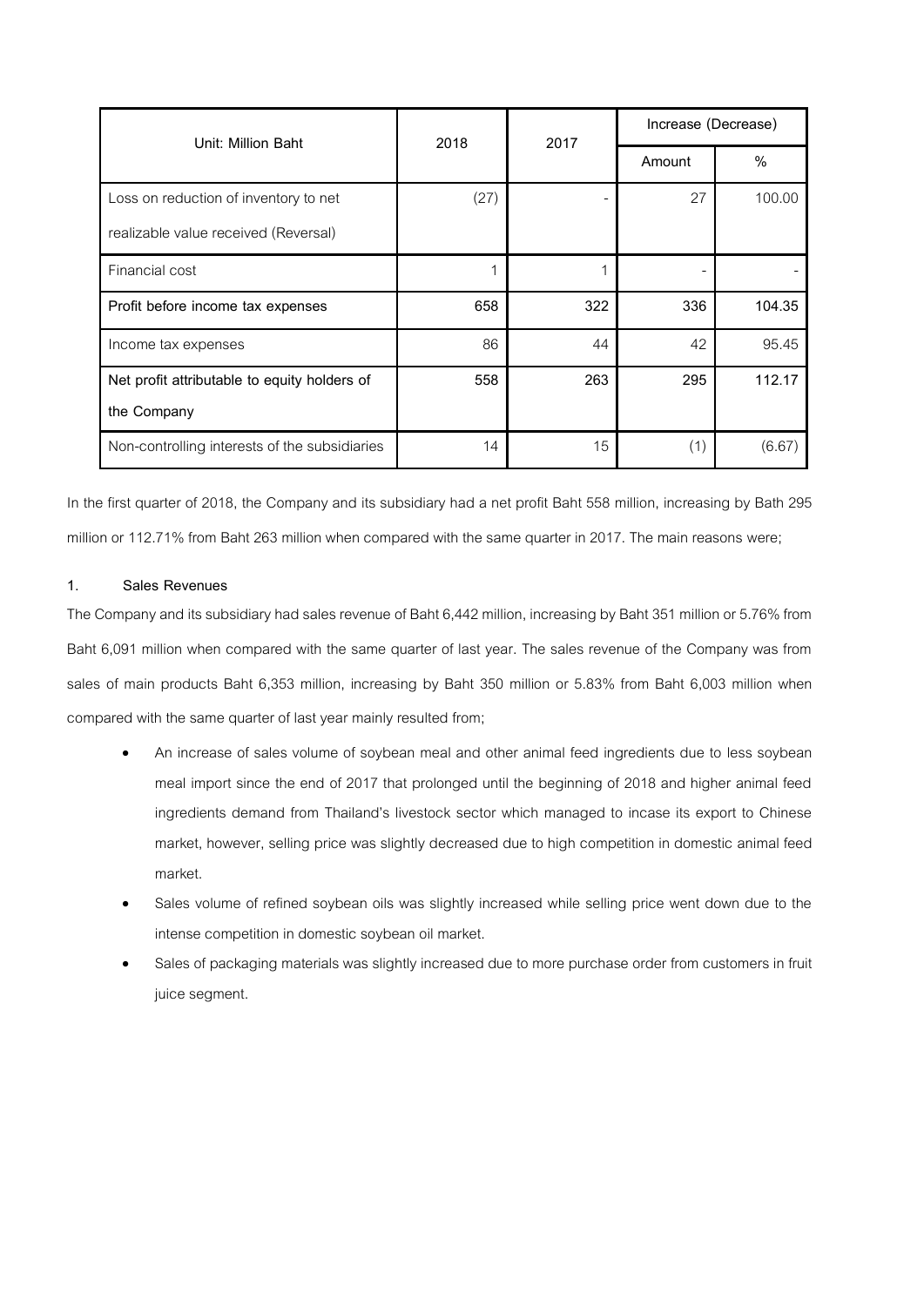| Unit: Million Baht | 2018 | 2017 | Increase (Decrease) | |
|---|---|---|---|---|
| | | | Amount | % |
| Loss on reduction of inventory to net realizable value received (Reversal) | (27) | - | 27 | 100.00 |
| Financial cost | 1 | 1 | - | - |
| **Profit before income tax expenses** | **658** | **322** | **336** | **104.35** |
| Income tax expenses | 86 | 44 | 42 | 95.45 |
| **Net profit attributable to equity holders of the Company** | **558** | **263** | **295** | **112.17** |
| Non-controlling interests of the subsidiaries | 14 | 15 | (1) | (6.67) |

In the first quarter of 2018, the Company and its subsidiary had a net profit Baht 558 million, increasing by Bath 295 million or 112.71% from Baht 263 million when compared with the same quarter in 2017. The main reasons were;

**1. Sales Revenues**

The Company and its subsidiary had sales revenue of Baht 6,442 million, increasing by Baht 351 million or 5.76% from Baht 6,091 million when compared with the same quarter of last year. The sales revenue of the Company was from sales of main products Baht 6,353 million, increasing by Baht 350 million or 5.83% from Baht 6,003 million when compared with the same quarter of last year mainly resulted from;

- An increase of sales volume of soybean meal and other animal feed ingredients due to less soybean meal import since the end of 2017 that prolonged until the beginning of 2018 and higher animal feed ingredients demand from Thailand's livestock sector which managed to incase its export to Chinese market, however, selling price was slightly decreased due to high competition in domestic animal feed market.
- Sales volume of refined soybean oils was slightly increased while selling price went down due to the intense competition in domestic soybean oil market.
- Sales of packaging materials was slightly increased due to more purchase order from customers in fruit juice segment.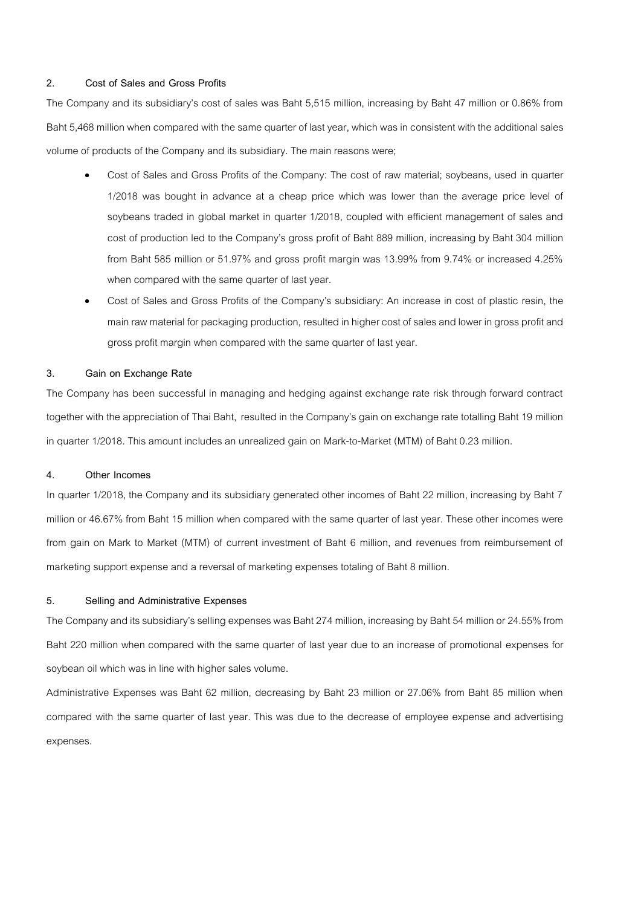## 2. Cost of Sales and Gross Profits

The Company and its subsidiary's cost of sales was Baht 5,515 million, increasing by Baht 47 million or 0.86% from Baht 5,468 million when compared with the same quarter of last year, which was in consistent with the additional sales volume of products of the Company and its subsidiary. The main reasons were;

- Cost of Sales and Gross Profits of the Company: The cost of raw material; soybeans, used in quarter 1/2018 was bought in advance at a cheap price which was lower than the average price level of soybeans traded in global market in quarter 1/2018, coupled with efficient management of sales and cost of production led to the Company's gross profit of Baht 889 million, increasing by Baht 304 million from Baht 585 million or 51.97% and gross profit margin was 13.99% from 9.74% or increased 4.25% when compared with the same quarter of last year.
- Cost of Sales and Gross Profits of the Company's subsidiary: An increase in cost of plastic resin, the main raw material for packaging production, resulted in higher cost of sales and lower in gross profit and gross profit margin when compared with the same quarter of last year.

## 3. Gain on Exchange Rate

The Company has been successful in managing and hedging against exchange rate risk through forward contract together with the appreciation of Thai Baht, resulted in the Company's gain on exchange rate totalling Baht 19 million in quarter 1/2018. This amount includes an unrealized gain on Mark-to-Market (MTM) of Baht 0.23 million.

## 4. Other Incomes

In quarter 1/2018, the Company and its subsidiary generated other incomes of Baht 22 million, increasing by Baht 7 million or 46.67% from Baht 15 million when compared with the same quarter of last year. These other incomes were from gain on Mark to Market (MTM) of current investment of Baht 6 million, and revenues from reimbursement of marketing support expense and a reversal of marketing expenses totaling of Baht 8 million.

## 5. Selling and Administrative Expenses

The Company and its subsidiary's selling expenses was Baht 274 million, increasing by Baht 54 million or 24.55% from Baht 220 million when compared with the same quarter of last year due to an increase of promotional expenses for soybean oil which was in line with higher sales volume.

Administrative Expenses was Baht 62 million, decreasing by Baht 23 million or 27.06% from Baht 85 million when compared with the same quarter of last year. This was due to the decrease of employee expense and advertising expenses.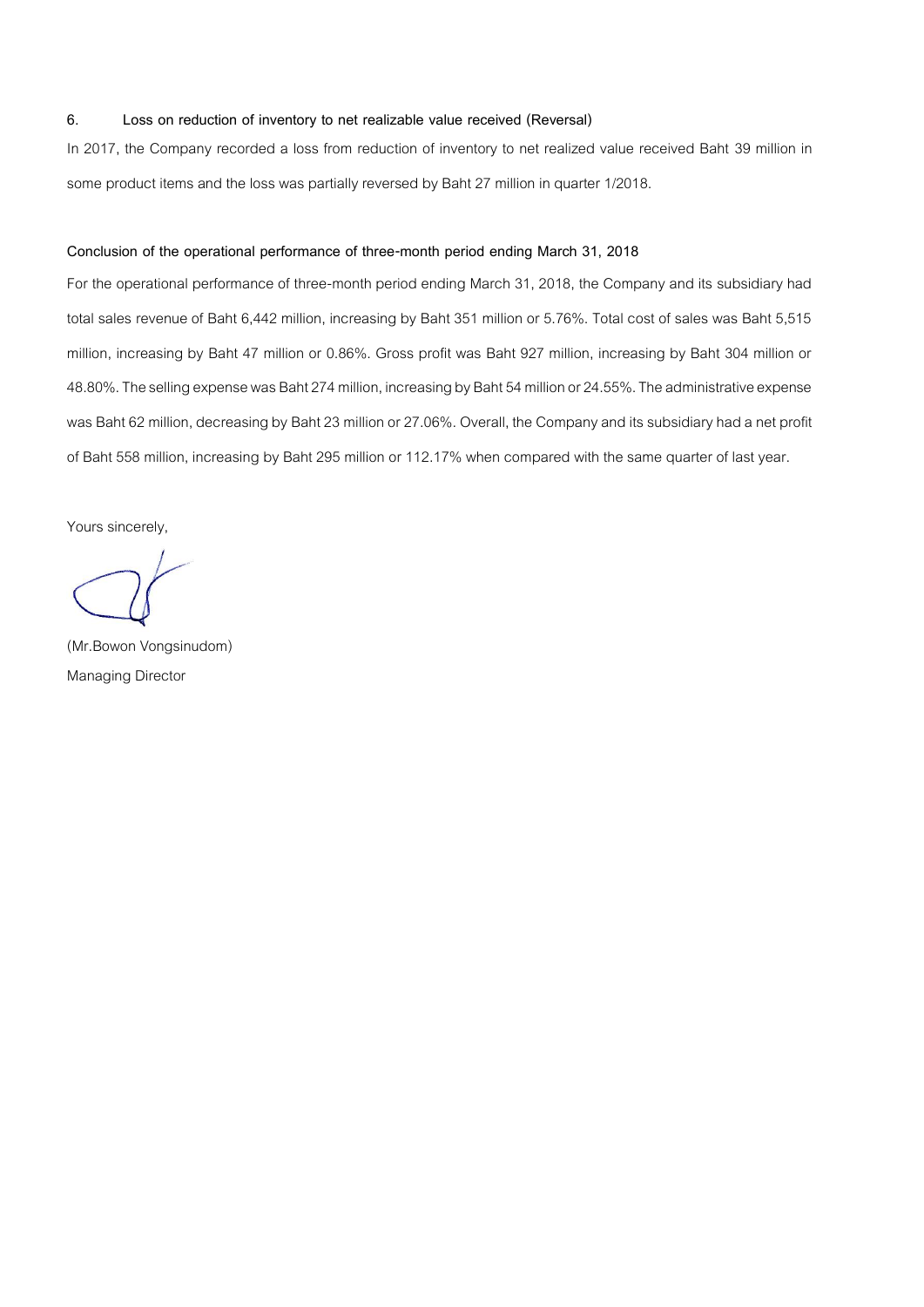**6. Loss on reduction of inventory to net realizable value received (Reversal)**

In 2017, the Company recorded a loss from reduction of inventory to net realized value received Baht 39 million in some product items and the loss was partially reversed by Baht 27 million in quarter 1/2018.

**Conclusion of the operational performance of three-month period ending March 31, 2018**

For the operational performance of three-month period ending March 31, 2018, the Company and its subsidiary had total sales revenue of Baht 6,442 million, increasing by Baht 351 million or 5.76%. Total cost of sales was Baht 5,515 million, increasing by Baht 47 million or 0.86%. Gross profit was Baht 927 million, increasing by Baht 304 million or 48.80%. The selling expense was Baht 274 million, increasing by Baht 54 million or 24.55%. The administrative expense was Baht 62 million, decreasing by Baht 23 million or 27.06%. Overall, the Company and its subsidiary had a net profit of Baht 558 million, increasing by Baht 295 million or 112.17% when compared with the same quarter of last year.

Yours sincerely,

(Mr.Bowon Vongsinudom)

Managing Director